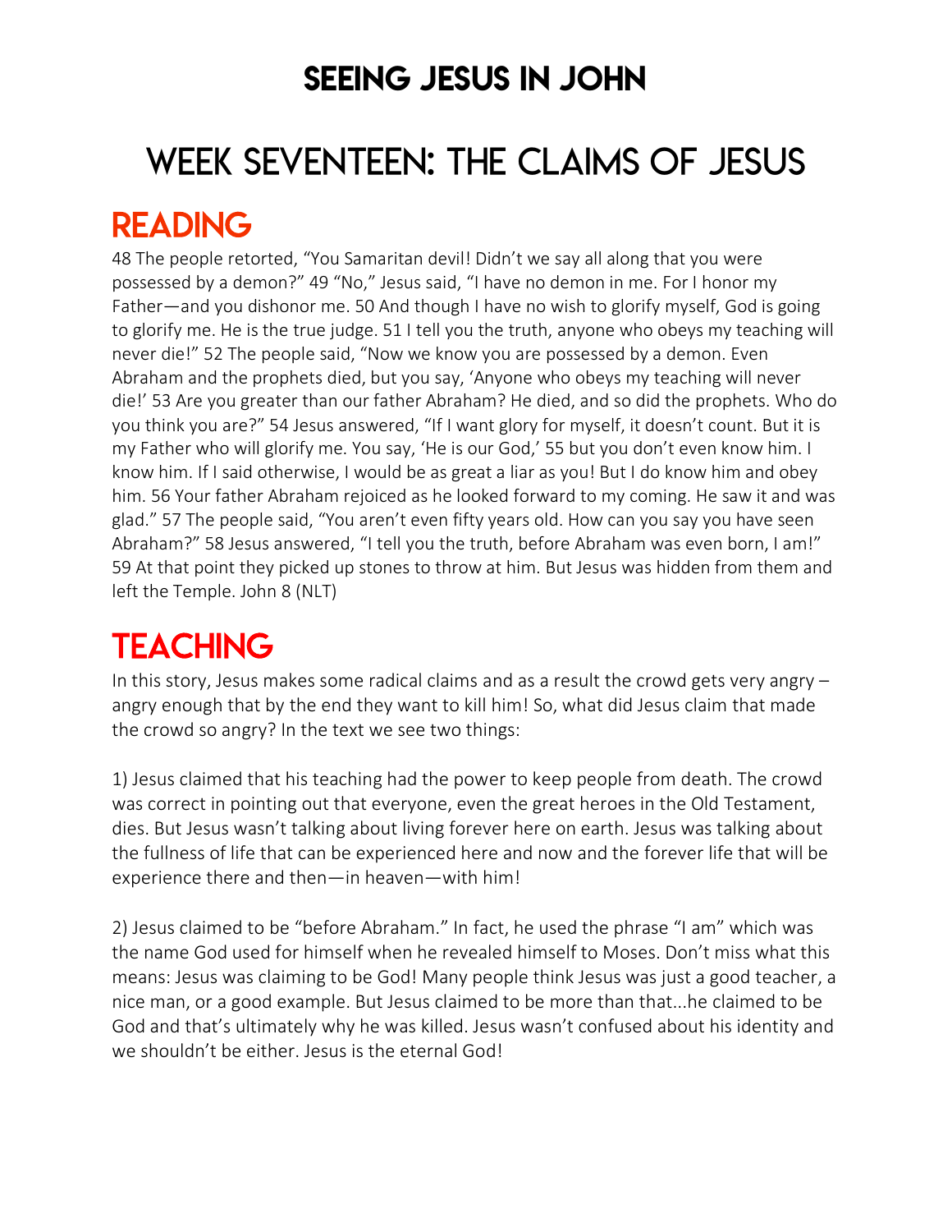# SEEING JESUS IN JOHN

# WEEK SEVENTEEN: THE CLAIMS OF JESUS

## READING

48 The people retorted, "You Samaritan devil! Didn't we say all along that you were possessed by a demon?" 49 "No," Jesus said, "I have no demon in me. For I honor my Father—and you dishonor me. 50 And though I have no wish to glorify myself, God is going to glorify me. He is the true judge. 51 I tell you the truth, anyone who obeys my teaching will never die!" 52 The people said, "Now we know you are possessed by a demon. Even Abraham and the prophets died, but you say, 'Anyone who obeys my teaching will never die!' 53 Are you greater than our father Abraham? He died, and so did the prophets. Who do you think you are?" 54 Jesus answered, "If I want glory for myself, it doesn't count. But it is my Father who will glorify me. You say, 'He is our God,' 55 but you don't even know him. I know him. If I said otherwise, I would be as great a liar as you! But I do know him and obey him. 56 Your father Abraham rejoiced as he looked forward to my coming. He saw it and was glad." 57 The people said, "You aren't even fifty years old. How can you say you have seen Abraham?" 58 Jesus answered, "I tell you the truth, before Abraham was even born, I am!" 59 At that point they picked up stones to throw at him. But Jesus was hidden from them and left the Temple. John 8 (NLT)

## TEACHING

In this story, Jesus makes some radical claims and as a result the crowd gets very angry – angry enough that by the end they want to kill him! So, what did Jesus claim that made the crowd so angry? In the text we see two things:

1) Jesus claimed that his teaching had the power to keep people from death. The crowd was correct in pointing out that everyone, even the great heroes in the Old Testament, dies. But Jesus wasn't talking about living forever here on earth. Jesus was talking about the fullness of life that can be experienced here and now and the forever life that will be experience there and then—in heaven—with him!

2) Jesus claimed to be "before Abraham." In fact, he used the phrase "I am" which was the name God used for himself when he revealed himself to Moses. Don't miss what this means: Jesus was claiming to be God! Many people think Jesus was just a good teacher, a nice man, or a good example. But Jesus claimed to be more than that...he claimed to be God and that's ultimately why he was killed. Jesus wasn't confused about his identity and we shouldn't be either. Jesus is the eternal God!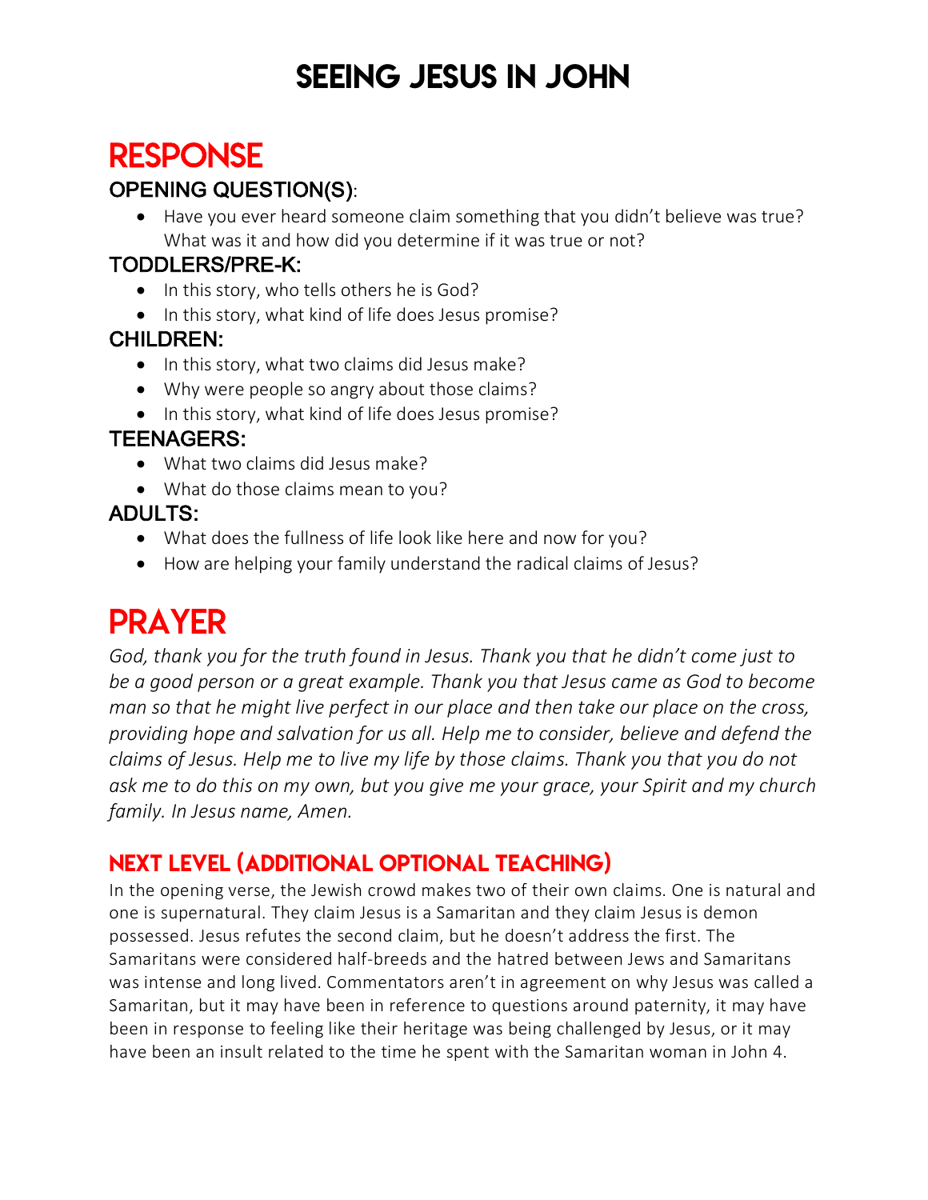# SEEING JESUS IN JOHN

## RESPONSE

### OPENING QUESTION(S):

- Have you ever heard someone claim something that you didn't believe was true? What was it and how did you determine if it was true or not?

### TODDLERS/PRE-K:

- In this story, who tells others he is God?
- In this story, what kind of life does Jesus promise?

### CHILDREN:

- In this story, what two claims did Jesus make?
- Why were people so angry about those claims?
- In this story, what kind of life does Jesus promise?

### TEENAGERS:

- What two claims did Jesus make?
- What do those claims mean to you?

### ADULTS:

- What does the fullness of life look like here and now for you?
- How are helping your family understand the radical claims of Jesus?

## PRAYER

*God, thank you for the truth found in Jesus. Thank you that he didn't come just to be a good person or a great example. Thank you that Jesus came as God to become man so that he might live perfect in our place and then take our place on the cross, providing hope and salvation for us all. Help me to consider, believe and defend the claims of Jesus. Help me to live my life by those claims. Thank you that you do not ask me to do this on my own, but you give me your grace, your Spirit and my church family. In Jesus name, Amen.*

### NEXT LEVEL (ADDITIONAL OPTIONAL TEACHING)

In the opening verse, the Jewish crowd makes two of their own claims. One is natural and one is supernatural. They claim Jesus is a Samaritan and they claim Jesus is demon possessed. Jesus refutes the second claim, but he doesn't address the first. The Samaritans were considered half-breeds and the hatred between Jews and Samaritans was intense and long lived. Commentators aren't in agreement on why Jesus was called a Samaritan, but it may have been in reference to questions around paternity, it may have been in response to feeling like their heritage was being challenged by Jesus, or it may have been an insult related to the time he spent with the Samaritan woman in John 4.